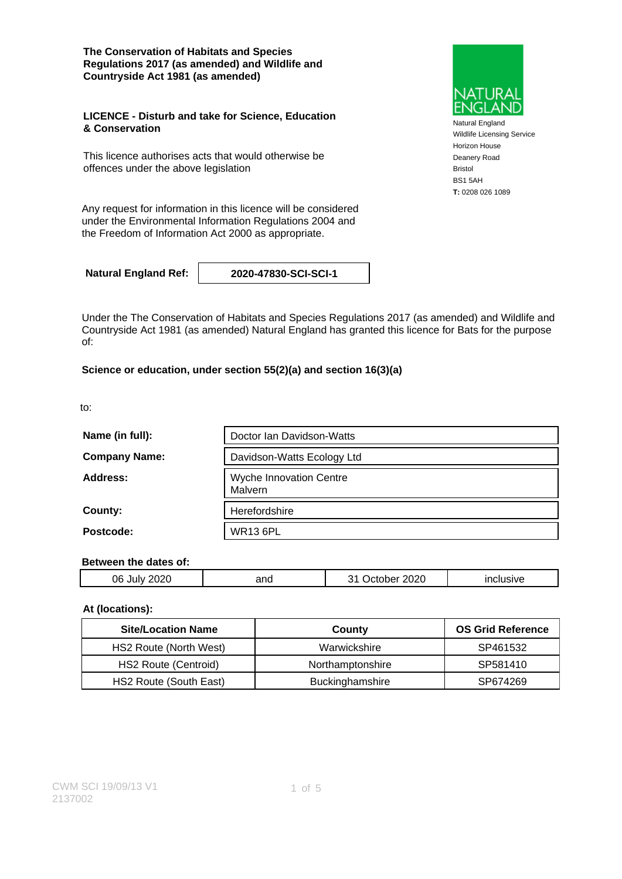**The Conservation of Habitats and Species Regulations 2017 (as amended) and Wildlife and Countryside Act 1981 (as amended)**

NATURAL ENGLAND

Natural England
Wildlife Licensing Service
Horizon House
Deanery Road
Bristol
BS1 5AH
**T:** 0208 026 1089

## LICENCE - Disturb and take for Science, Education & Conservation

This licence authorises acts that would otherwise be offences under the above legislation

Any request for information in this licence will be considered under the Environmental Information Regulations 2004 and the Freedom of Information Act 2000 as appropriate.

| **Natural England Ref:** | **2020-47830-SCI-SCI-1** |
|---|---|

Under the The Conservation of Habitats and Species Regulations 2017 (as amended) and Wildlife and Countryside Act 1981 (as amended) Natural England has granted this licence for Bats for the purpose of:

**Science or education, under section 55(2)(a) and section 16(3)(a)**

to:

| | |
|---|---|
| **Name (in full):** | Doctor Ian Davidson-Watts |
| **Company Name:** | Davidson-Watts Ecology Ltd |
| **Address:** | Wyche Innovation Centre Malvern |
| **County:** | Herefordshire |
| **Postcode:** | WR13 6PL |

**Between the dates of:**

| | | | |
|---|---|---|---|
| 06 July 2020 | and | 31 October 2020 | inclusive |

**At (locations):**

| Site/Location Name | County | OS Grid Reference |
|---|---|---|
| HS2 Route (North West) | Warwickshire | SP461532 |
| HS2 Route (Centroid) | Northamptonshire | SP581410 |
| HS2 Route (South East) | Buckinghamshire | SP674269 |

CWM SCI 19/09/13 V1
2137002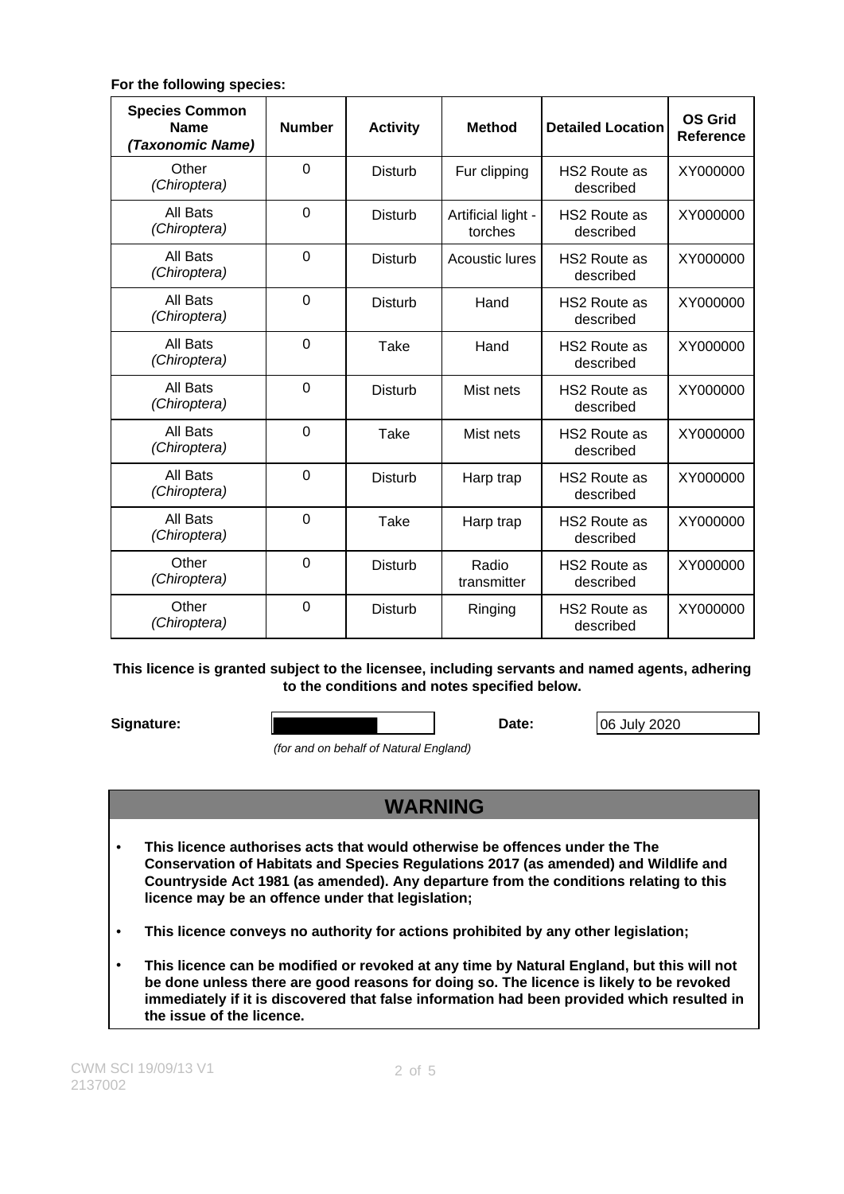**For the following species:**

| Species Common Name *(Taxonomic Name)* | Number | Activity | Method | Detailed Location | OS Grid Reference |
|---|---|---|---|---|---|
| Other *(Chiroptera)* | 0 | Disturb | Fur clipping | HS2 Route as described | XY000000 |
| All Bats *(Chiroptera)* | 0 | Disturb | Artificial light - torches | HS2 Route as described | XY000000 |
| All Bats *(Chiroptera)* | 0 | Disturb | Acoustic lures | HS2 Route as described | XY000000 |
| All Bats *(Chiroptera)* | 0 | Disturb | Hand | HS2 Route as described | XY000000 |
| All Bats *(Chiroptera)* | 0 | Take | Hand | HS2 Route as described | XY000000 |
| All Bats *(Chiroptera)* | 0 | Disturb | Mist nets | HS2 Route as described | XY000000 |
| All Bats *(Chiroptera)* | 0 | Take | Mist nets | HS2 Route as described | XY000000 |
| All Bats *(Chiroptera)* | 0 | Disturb | Harp trap | HS2 Route as described | XY000000 |
| All Bats *(Chiroptera)* | 0 | Take | Harp trap | HS2 Route as described | XY000000 |
| Other *(Chiroptera)* | 0 | Disturb | Radio transmitter | HS2 Route as described | XY000000 |
| Other *(Chiroptera)* | 0 | Disturb | Ringing | HS2 Route as described | XY000000 |

**This licence is granted subject to the licensee, including servants and named agents, adhering to the conditions and notes specified below.**

**Signature:** &nbsp;&nbsp;&nbsp;&nbsp; **Date:** 06 July 2020

*(for and on behalf of Natural England)*

## WARNING

- **This licence authorises acts that would otherwise be offences under the The Conservation of Habitats and Species Regulations 2017 (as amended) and Wildlife and Countryside Act 1981 (as amended). Any departure from the conditions relating to this licence may be an offence under that legislation;**
- **This licence conveys no authority for actions prohibited by any other legislation;**
- **This licence can be modified or revoked at any time by Natural England, but this will not be done unless there are good reasons for doing so. The licence is likely to be revoked immediately if it is discovered that false information had been provided which resulted in the issue of the licence.**

CWM SCI 19/09/13 V1
2137002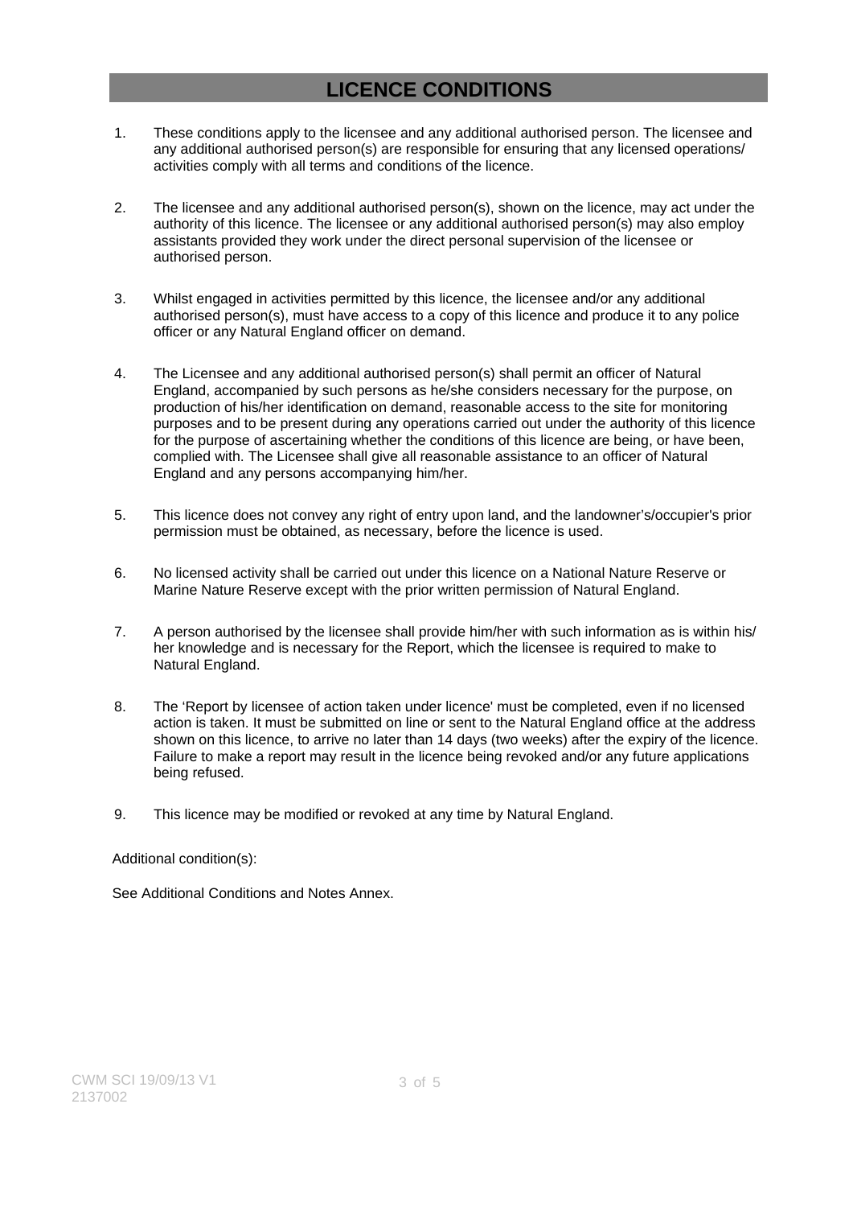# LICENCE CONDITIONS

1. These conditions apply to the licensee and any additional authorised person. The licensee and any additional authorised person(s) are responsible for ensuring that any licensed operations/ activities comply with all terms and conditions of the licence.

2. The licensee and any additional authorised person(s), shown on the licence, may act under the authority of this licence. The licensee or any additional authorised person(s) may also employ assistants provided they work under the direct personal supervision of the licensee or authorised person.

3. Whilst engaged in activities permitted by this licence, the licensee and/or any additional authorised person(s), must have access to a copy of this licence and produce it to any police officer or any Natural England officer on demand.

4. The Licensee and any additional authorised person(s) shall permit an officer of Natural England, accompanied by such persons as he/she considers necessary for the purpose, on production of his/her identification on demand, reasonable access to the site for monitoring purposes and to be present during any operations carried out under the authority of this licence for the purpose of ascertaining whether the conditions of this licence are being, or have been, complied with. The Licensee shall give all reasonable assistance to an officer of Natural England and any persons accompanying him/her.

5. This licence does not convey any right of entry upon land, and the landowner's/occupier's prior permission must be obtained, as necessary, before the licence is used.

6. No licensed activity shall be carried out under this licence on a National Nature Reserve or Marine Nature Reserve except with the prior written permission of Natural England.

7. A person authorised by the licensee shall provide him/her with such information as is within his/ her knowledge and is necessary for the Report, which the licensee is required to make to Natural England.

8. The 'Report by licensee of action taken under licence' must be completed, even if no licensed action is taken. It must be submitted on line or sent to the Natural England office at the address shown on this licence, to arrive no later than 14 days (two weeks) after the expiry of the licence. Failure to make a report may result in the licence being revoked and/or any future applications being refused.

9. This licence may be modified or revoked at any time by Natural England.

Additional condition(s):

See Additional Conditions and Notes Annex.

CWM SCI 19/09/13 V1
2137002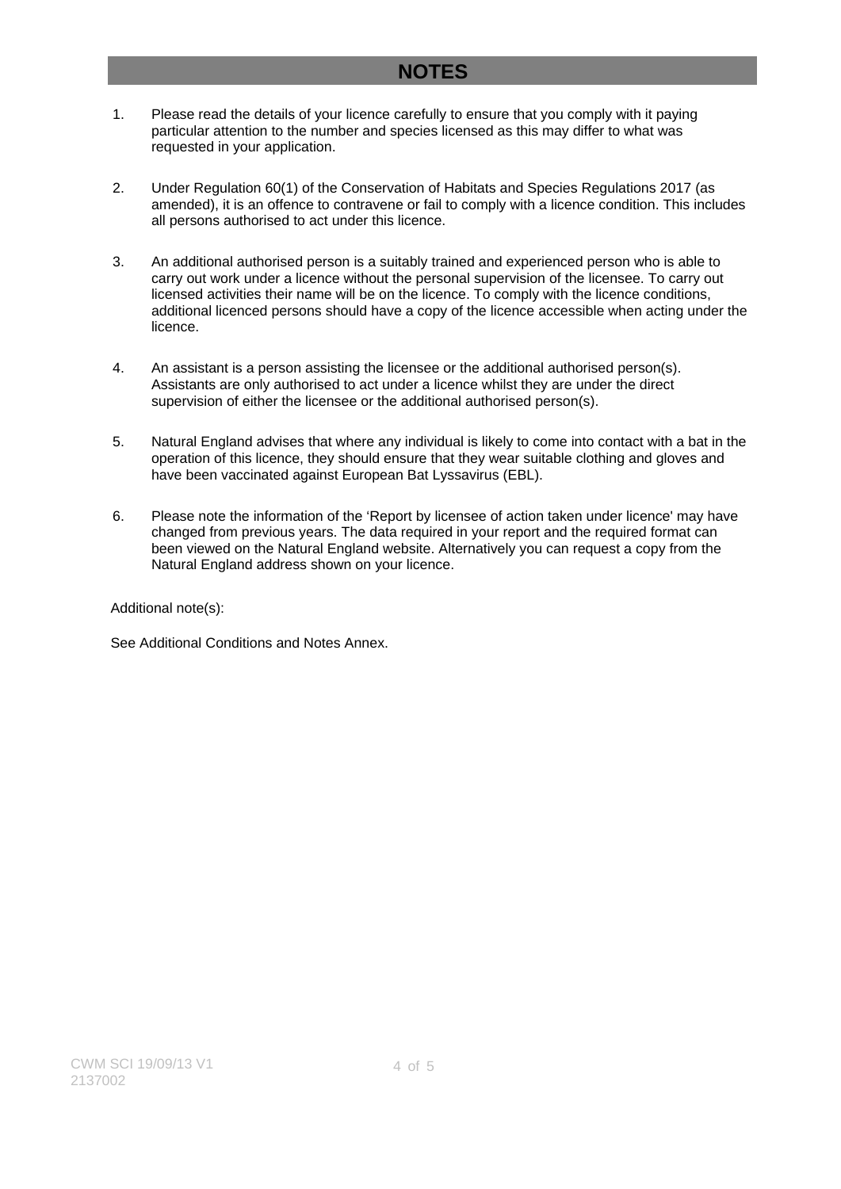## NOTES

1. Please read the details of your licence carefully to ensure that you comply with it paying particular attention to the number and species licensed as this may differ to what was requested in your application.

2. Under Regulation 60(1) of the Conservation of Habitats and Species Regulations 2017 (as amended), it is an offence to contravene or fail to comply with a licence condition. This includes all persons authorised to act under this licence.

3. An additional authorised person is a suitably trained and experienced person who is able to carry out work under a licence without the personal supervision of the licensee. To carry out licensed activities their name will be on the licence. To comply with the licence conditions, additional licenced persons should have a copy of the licence accessible when acting under the licence.

4. An assistant is a person assisting the licensee or the additional authorised person(s). Assistants are only authorised to act under a licence whilst they are under the direct supervision of either the licensee or the additional authorised person(s).

5. Natural England advises that where any individual is likely to come into contact with a bat in the operation of this licence, they should ensure that they wear suitable clothing and gloves and have been vaccinated against European Bat Lyssavirus (EBL).

6. Please note the information of the 'Report by licensee of action taken under licence' may have changed from previous years. The data required in your report and the required format can been viewed on the Natural England website. Alternatively you can request a copy from the Natural England address shown on your licence.

Additional note(s):

See Additional Conditions and Notes Annex.

CWM SCI 19/09/13 V1
2137002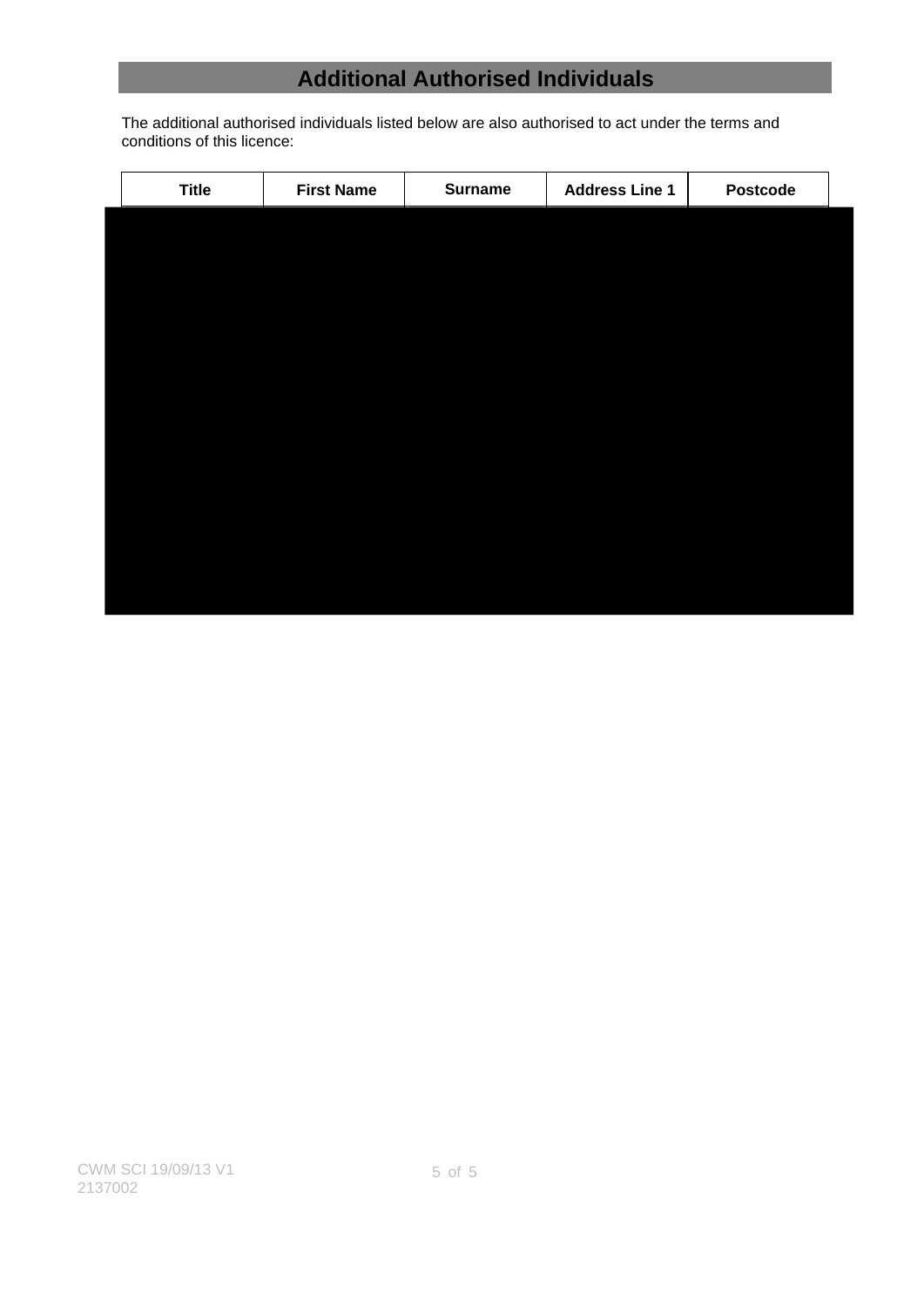## Additional Authorised Individuals

The additional authorised individuals listed below are also authorised to act under the terms and conditions of this licence:

| Title | First Name | Surname | Address Line 1 | Postcode |
| --- | --- | --- | --- | --- |

CWM SCI 19/09/13 V1
2137002